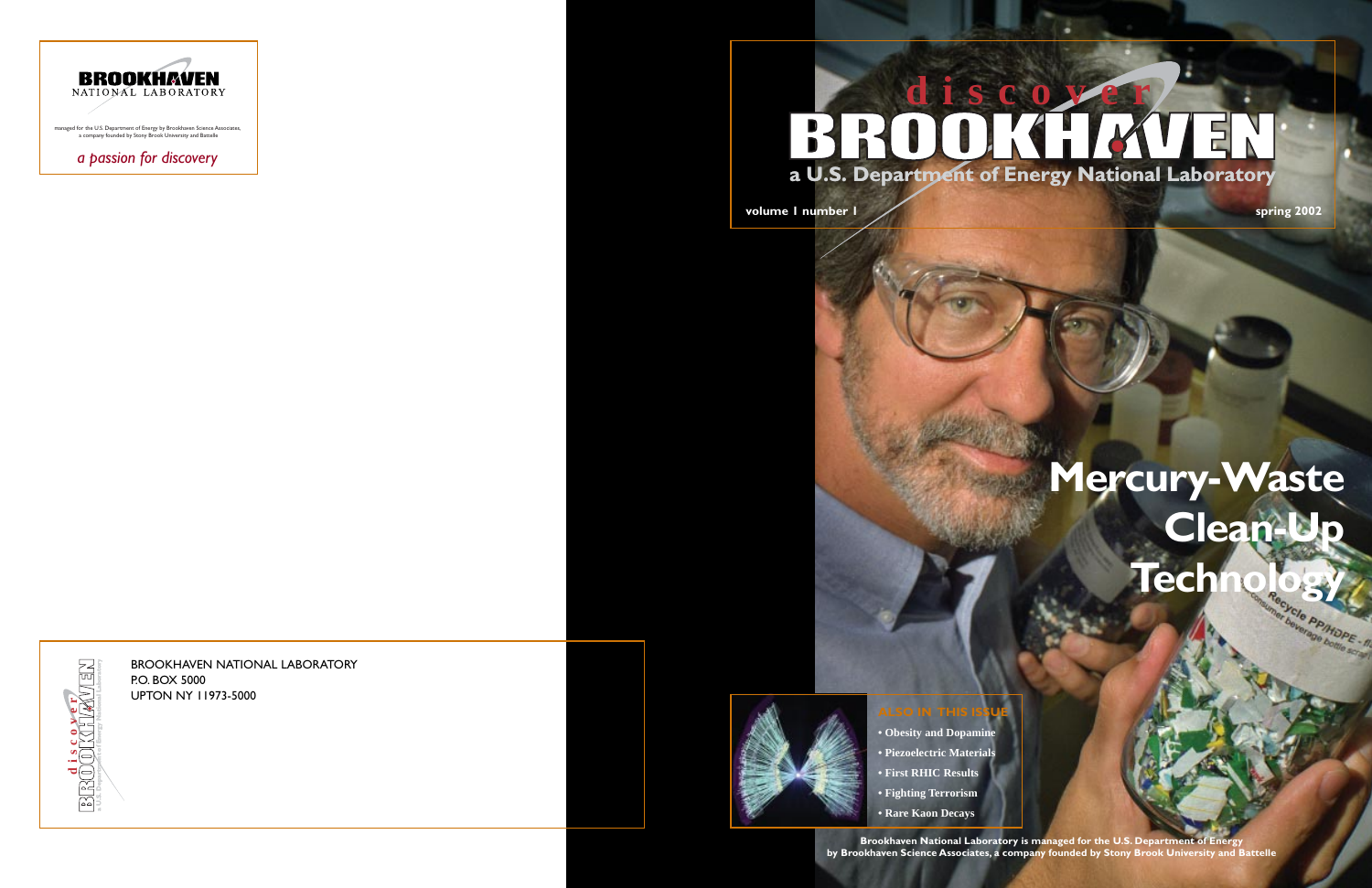BROOKHAVEN
NATIONAL LABORATORY

managed for the U.S. Department of Energy by Brookhaven Science Associates, a company founded by Stony Brook University and Battelle

*a passion for discovery*

BROOKHAVEN NATIONAL LABORATORY
P.O. BOX 5000
UPTON NY 11973-5000

# discover BROOKHAVEN

**a U.S. Department of Energy National Laboratory**

**volume 1 number 1** **spring 2002**

# Mercury-Waste Clean-Up Technology

**ALSO IN THIS ISSUE**

- **Obesity and Dopamine**
- **Piezoelectric Materials**
- **First RHIC Results**
- **Fighting Terrorism**
- **Rare Kaon Decays**

**Brookhaven National Laboratory is managed for the U.S. Department of Energy by Brookhaven Science Associates, a company founded by Stony Brook University and Battelle**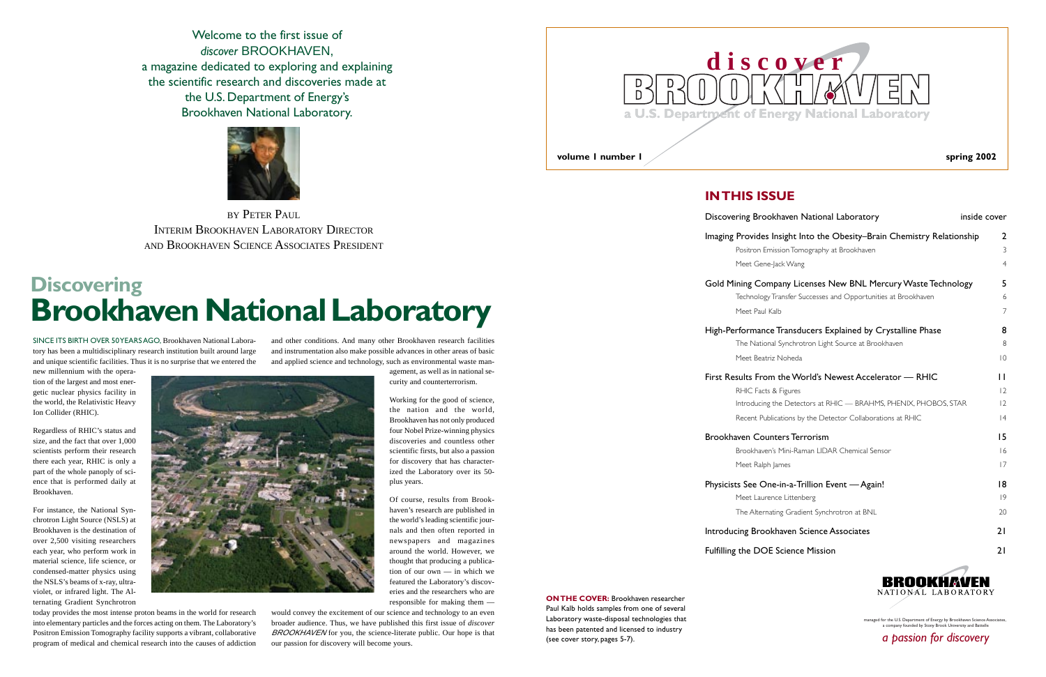Welcome to the first issue of
*discover* BROOKHAVEN,
a magazine dedicated to exploring and explaining
the scientific research and discoveries made at
the U.S. Department of Energy's
Brookhaven National Laboratory.

BY PETER PAUL
INTERIM BROOKHAVEN LABORATORY DIRECTOR
AND BROOKHAVEN SCIENCE ASSOCIATES PRESIDENT

# Discovering Brookhaven National Laboratory

SINCE ITS BIRTH OVER 50 YEARS AGO, Brookhaven National Laboratory has been a multidisciplinary research institution built around large and unique scientific facilities. Thus it is no surprise that we entered the new millennium with the operation of the largest and most energetic nuclear physics facility in the world, the Relativistic Heavy Ion Collider (RHIC).

Regardless of RHIC's status and size, and the fact that over 1,000 scientists perform their research there each year, RHIC is only a part of the whole panoply of science that is performed daily at Brookhaven.

For instance, the National Synchrotron Light Source (NSLS) at Brookhaven is the destination of over 2,500 visiting researchers each year, who perform work in material science, life science, or condensed-matter physics using the NSLS's beams of x-ray, ultraviolet, or infrared light. The Alternating Gradient Synchrotron today provides the most intense proton beams in the world for research into elementary particles and the forces acting on them. The Laboratory's Positron Emission Tomography facility supports a vibrant, collaborative program of medical and chemical research into the causes of addiction and other conditions. And many other Brookhaven research facilities and instrumentation also make possible advances in other areas of basic and applied science and technology, such as environmental waste management, as well as in national security and counterterrorism.

Working for the good of science, the nation and the world, Brookhaven has not only produced four Nobel Prize-winning physics discoveries and countless other scientific firsts, but also a passion for discovery that has characterized the Laboratory over its 50-plus years.

Of course, results from Brookhaven's research are published in the world's leading scientific journals and then often reported in newspapers and magazines around the world. However, we thought that producing a publication of our own — in which we featured the Laboratory's discoveries and the researchers who are responsible for making them — would convey the excitement of our science and technology to an even broader audience. Thus, we have published this first issue of *discover BROOKHAVEN* for you, the science-literate public. Our hope is that our passion for discovery will become yours.

**discover BROOKHAVEN**
a U.S. Department of Energy National Laboratory

**volume 1 number 1** **spring 2002**

## IN THIS ISSUE

| | |
|---|---|
| Discovering Brookhaven National Laboratory | inside cover |
| Imaging Provides Insight Into the Obesity–Brain Chemistry Relationship | 2 |
| Positron Emission Tomography at Brookhaven | 3 |
| Meet Gene-Jack Wang | 4 |
| Gold Mining Company Licenses New BNL Mercury Waste Technology | 5 |
| Technology Transfer Successes and Opportunities at Brookhaven | 6 |
| Meet Paul Kalb | 7 |
| High-Performance Transducers Explained by Crystalline Phase | 8 |
| The National Synchrotron Light Source at Brookhaven | 8 |
| Meet Beatriz Noheda | 10 |
| First Results From the World's Newest Accelerator — RHIC | 11 |
| RHIC Facts & Figures | 12 |
| Introducing the Detectors at RHIC — BRAHMS, PHENIX, PHOBOS, STAR | 12 |
| Recent Publications by the Detector Collaborations at RHIC | 14 |
| Brookhaven Counters Terrorism | 15 |
| Brookhaven's Mini-Raman LIDAR Chemical Sensor | 16 |
| Meet Ralph James | 17 |
| Physicists See One-in-a-Trillion Event — Again! | 18 |
| Meet Laurence Littenberg | 19 |
| The Alternating Gradient Synchrotron at BNL | 20 |
| Introducing Brookhaven Science Associates | 21 |
| Fulfilling the DOE Science Mission | 21 |

**ON THE COVER:** Brookhaven researcher Paul Kalb holds samples from one of several Laboratory waste-disposal technologies that has been patented and licensed to industry (see cover story, pages 5-7).

BROOKHAVEN NATIONAL LABORATORY

managed for the U.S. Department of Energy by Brookhaven Science Associates, a company founded by Stony Brook University and Battelle

*a passion for discovery*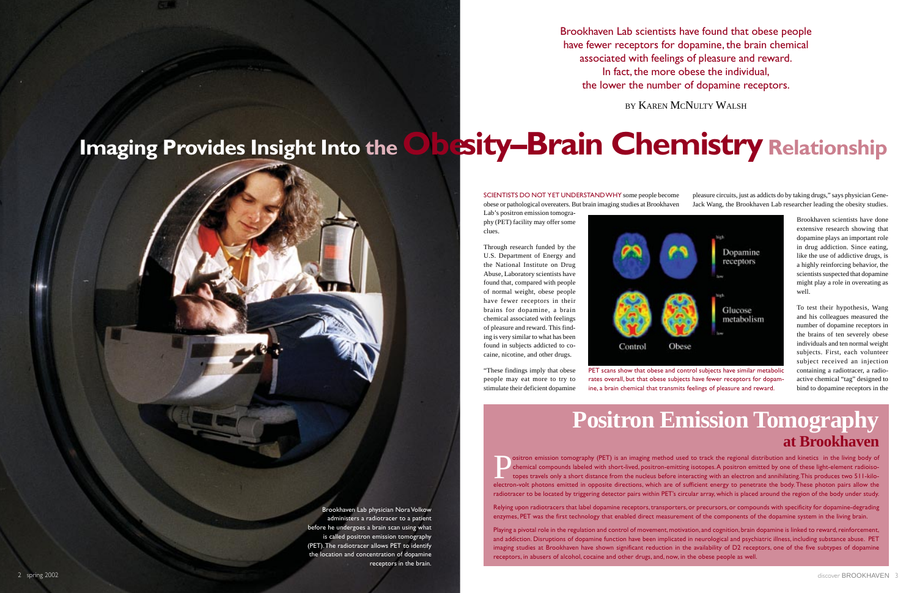# Imaging Provides Insight Into the Obesity–Brain Chemistry Relationship

Brookhaven Lab scientists have found that obese people have fewer receptors for dopamine, the brain chemical associated with feelings of pleasure and reward. In fact, the more obese the individual, the lower the number of dopamine receptors.

BY KAREN MCNULTY WALSH

Brookhaven Lab physician Nora Volkow administers a radiotracer to a patient before he undergoes a brain scan using what is called positron emission tomography (PET). The radiotracer allows PET to identify the location and concentration of dopamine receptors in the brain.

SCIENTISTS DO NOT YET UNDERSTAND WHY some people become obese or pathological overeaters. But brain imaging studies at Brookhaven Lab's positron emission tomography (PET) facility may offer some clues.

Through research funded by the U.S. Department of Energy and the National Institute on Drug Abuse, Laboratory scientists have found that, compared with people of normal weight, obese people have fewer receptors in their brains for dopamine, a brain chemical associated with feelings of pleasure and reward. This finding is very similar to what has been found in subjects addicted to cocaine, nicotine, and other drugs.

"These findings imply that obese people may eat more to try to stimulate their deficient dopamine pleasure circuits, just as addicts do by taking drugs," says physician Gene-Jack Wang, the Brookhaven Lab researcher leading the obesity studies.

Dopamine receptors | Glucose metabolism | Control | Obese

PET scans show that obese and control subjects have similar metabolic rates overall, but that obese subjects have fewer receptors for dopamine, a brain chemical that transmits feelings of pleasure and reward.

Brookhaven scientists have done extensive research showing that dopamine plays an important role in drug addiction. Since eating, like the use of addictive drugs, is a highly reinforcing behavior, the scientists suspected that dopamine might play a role in overeating as well.

To test their hypothesis, Wang and his colleagues measured the number of dopamine receptors in the brains of ten severely obese individuals and ten normal weight subjects. First, each volunteer subject received an injection containing a radiotracer, a radioactive chemical "tag" designed to bind to dopamine receptors in the

## Positron Emission Tomography at Brookhaven

Positron emission tomography (PET) is an imaging method used to track the regional distribution and kinetics in the living body of chemical compounds labeled with short-lived, positron-emitting isotopes. A positron emitted by one of these light-element radioisotopes travels only a short distance from the nucleus before interacting with an electron and annihilating. This produces two 511-kilo-electron-volt photons emitted in opposite directions, which are of sufficient energy to penetrate the body. These photon pairs allow the radiotracer to be located by triggering detector pairs within PET's circular array, which is placed around the region of the body under study.

Relying upon radiotracers that label dopamine receptors, transporters, or precursors, or compounds with specificity for dopamine-degrading enzymes, PET was the first technology that enabled direct measurement of the components of the dopamine system in the living brain.

Playing a pivotal role in the regulation and control of movement, motivation, and cognition, brain dopamine is linked to reward, reinforcement, and addiction. Disruptions of dopamine function have been implicated in neurological and psychiatric illness, including substance abuse. PET imaging studies at Brookhaven have shown significant reduction in the availability of D2 receptors, one of the five subtypes of dopamine receptors, in abusers of alcohol, cocaine and other drugs, and, now, in the obese people as well.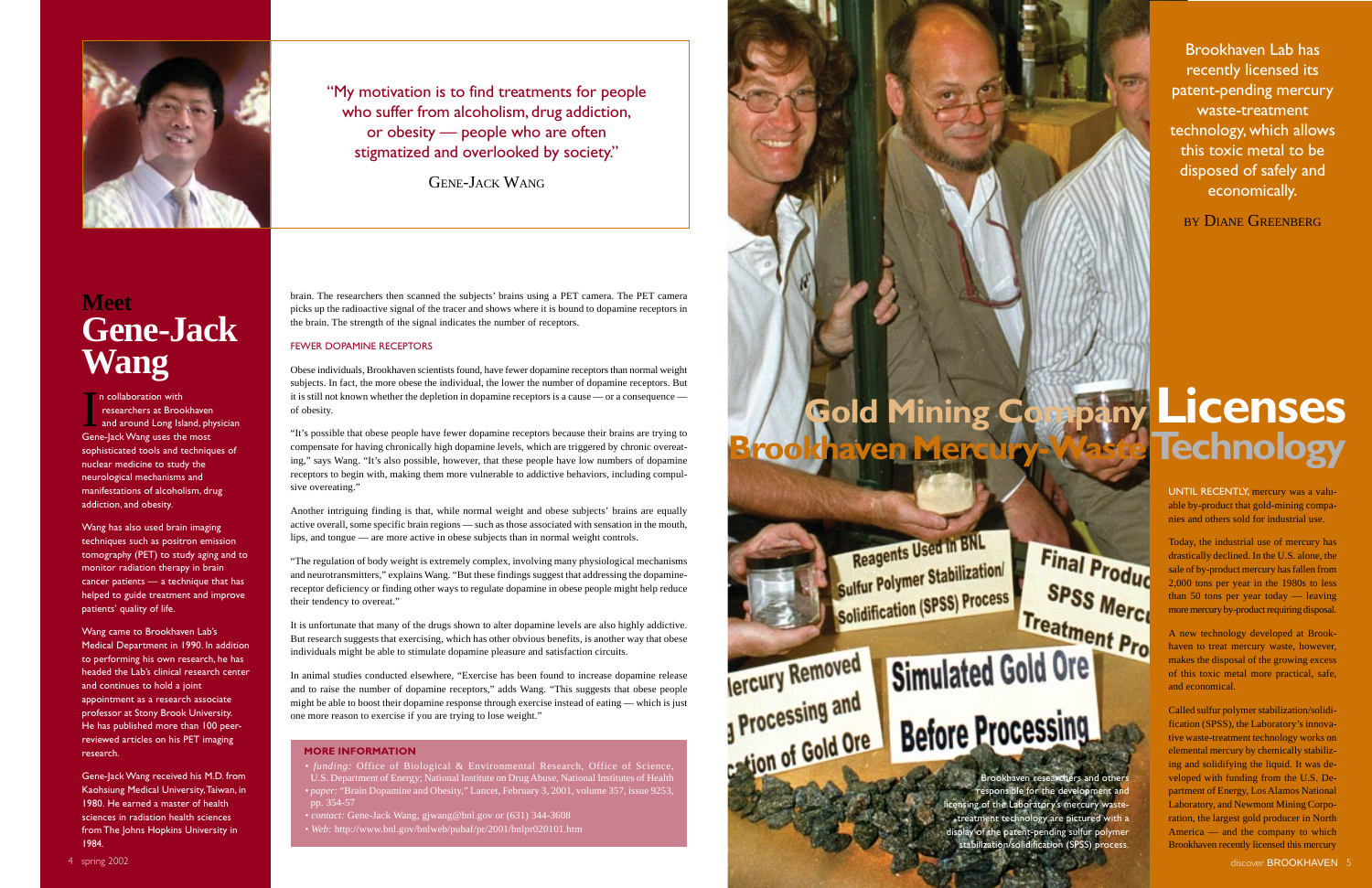"My motivation is to find treatments for people who suffer from alcoholism, drug addiction, or obesity — people who are often stigmatized and overlooked by society."

GENE-JACK WANG

# Meet Gene-Jack Wang

In collaboration with researchers at Brookhaven and around Long Island, physician Gene-Jack Wang uses the most sophisticated tools and techniques of nuclear medicine to study the neurological mechanisms and manifestations of alcoholism, drug addiction, and obesity.

Wang has also used brain imaging techniques such as positron emission tomography (PET) to study aging and to monitor radiation therapy in brain cancer patients — a technique that has helped to guide treatment and improve patients' quality of life.

Wang came to Brookhaven Lab's Medical Department in 1990. In addition to performing his own research, he has headed the Lab's clinical research center and continues to hold a joint appointment as a research associate professor at Stony Brook University. He has published more than 100 peer-reviewed articles on his PET imaging research.

Gene-Jack Wang received his M.D. from Kaohsiung Medical University, Taiwan, in 1980. He earned a master of health sciences in radiation health sciences from The Johns Hopkins University in 1984.

brain. The researchers then scanned the subjects' brains using a PET camera. The PET camera picks up the radioactive signal of the tracer and shows where it is bound to dopamine receptors in the brain. The strength of the signal indicates the number of receptors.

## FEWER DOPAMINE RECEPTORS

Obese individuals, Brookhaven scientists found, have fewer dopamine receptors than normal weight subjects. In fact, the more obese the individual, the lower the number of dopamine receptors. But it is still not known whether the depletion in dopamine receptors is a cause — or a consequence — of obesity.

"It's possible that obese people have fewer dopamine receptors because their brains are trying to compensate for having chronically high dopamine levels, which are triggered by chronic overeating," says Wang. "It's also possible, however, that these people have low numbers of dopamine receptors to begin with, making them more vulnerable to addictive behaviors, including compulsive overeating."

Another intriguing finding is that, while normal weight and obese subjects' brains are equally active overall, some specific brain regions — such as those associated with sensation in the mouth, lips, and tongue — are more active in obese subjects than in normal weight controls.

"The regulation of body weight is extremely complex, involving many physiological mechanisms and neurotransmitters," explains Wang. "But these findings suggest that addressing the dopamine-receptor deficiency or finding other ways to regulate dopamine in obese people might help reduce their tendency to overeat."

It is unfortunate that many of the drugs shown to alter dopamine levels are also highly addictive. But research suggests that exercising, which has other obvious benefits, is another way that obese individuals might be able to stimulate dopamine pleasure and satisfaction circuits.

In animal studies conducted elsewhere, "Exercise has been found to increase dopamine release and to raise the number of dopamine receptors," adds Wang. "This suggests that obese people might be able to boost their dopamine response through exercise instead of eating — which is just one more reason to exercise if you are trying to lose weight."

### MORE INFORMATION

- *funding:* Office of Biological & Environmental Research, Office of Science, U.S. Department of Energy; National Institute on Drug Abuse, National Institutes of Health
- *paper:* "Brain Dopamine and Obesity," Lancet, February 3, 2001, volume 357, issue 9253, pp. 354-57
- *contact:* Gene-Jack Wang, gjwang@bnl.gov or (631) 344-3608
- *Web:* http://www.bnl.gov/bnlweb/pubaf/pr/2001/bnlpr020101.htm

# Gold Mining Company Licenses Brookhaven Mercury-Waste Technology

Brookhaven Lab has recently licensed its patent-pending mercury waste-treatment technology, which allows this toxic metal to be disposed of safely and economically.

BY DIANE GREENBERG

Brookhaven researchers and others responsible for the development and licensing of the Laboratory's mercury waste-treatment technology are pictured with a display of the patent-pending sulfur polymer stabilization/solidification (SPSS) process.

UNTIL RECENTLY, mercury was a valuable by-product that gold-mining companies and others sold for industrial use.

Today, the industrial use of mercury has drastically declined. In the U.S. alone, the sale of by-product mercury has fallen from 2,000 tons per year in the 1980s to less than 50 tons per year today — leaving more mercury by-product requiring disposal.

A new technology developed at Brookhaven to treat mercury waste, however, makes the disposal of the growing excess of this toxic metal more practical, safe, and economical.

Called sulfur polymer stabilization/solidification (SPSS), the Laboratory's innovative waste-treatment technology works on elemental mercury by chemically stabilizing and solidifying the liquid. It was developed with funding from the U.S. Department of Energy, Los Alamos National Laboratory, and Newmont Mining Corporation, the largest gold producer in North America — and the company to which Brookhaven recently licensed this mercury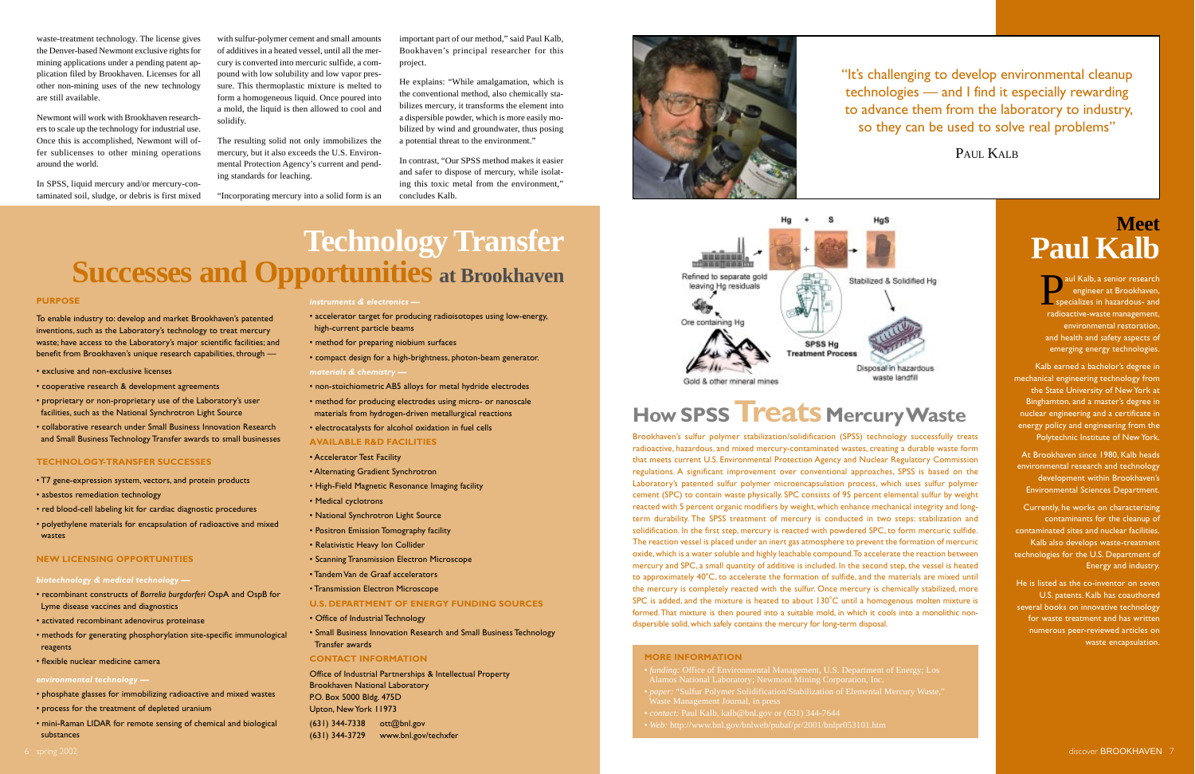waste-treatment technology. The license gives the Denver-based Newmont exclusive rights for mining applications under a pending patent application filed by Brookhaven. Licenses for all other non-mining uses of the new technology are still available.

Newmont will work with Brookhaven researchers to scale up the technology for industrial use. Once this is accomplished, Newmont will offer sublicenses to other mining operations around the world.

In SPSS, liquid mercury and/or mercury-contaminated soil, sludge, or debris is first mixed with sulfur-polymer cement and small amounts of additives in a heated vessel, until all the mercury is converted into mercuric sulfide, a compound with low solubility and low vapor pressure. This thermoplastic mixture is melted to form a homogeneous liquid. Once poured into a mold, the liquid is then allowed to cool and solidify.

The resulting solid not only immobilizes the mercury, but it also exceeds the U.S. Environmental Protection Agency's current and pending standards for leaching.

"Incorporating mercury into a solid form is an important part of our method," said Paul Kalb, Brookhaven's principal researcher for this project.

He explains: "While amalgamation, which is the conventional method, also chemically stabilizes mercury, it transforms the element into a dispersible powder, which is more easily mobilized by wind and groundwater, thus posing a potential threat to the environment."

In contrast, "Our SPSS method makes it easier and safer to dispose of mercury, while isolating this toxic metal from the environment," concludes Kalb.

"It's challenging to develop environmental cleanup technologies — and I find it especially rewarding to advance them from the laboratory to industry, so they can be used to solve real problems"

PAUL KALB

# Technology Transfer Successes and Opportunities at Brookhaven

### PURPOSE

To enable industry to: develop and market Brookhaven's patented inventions, such as the Laboratory's technology to treat mercury waste; have access to the Laboratory's major scientific facilities; and benefit from Brookhaven's unique research capabilities, through —

- exclusive and non-exclusive licenses
- cooperative research & development agreements
- proprietary or non-proprietary use of the Laboratory's user facilities, such as the National Synchrotron Light Source
- collaborative research under Small Business Innovation Research and Small Business Technology Transfer awards to small businesses

### TECHNOLOGY-TRANSFER SUCCESSES

- T7 gene-expression system, vectors, and protein products
- asbestos remediation technology
- red blood-cell labeling kit for cardiac diagnostic procedures
- polyethylene materials for encapsulation of radioactive and mixed wastes

### NEW LICENSING OPPORTUNITIES

*biotechnology & medical technology —*

- recombinant constructs of *Borrelia burgdorferi* OspA and OspB for Lyme disease vaccines and diagnostics
- activated recombinant adenovirus proteinase
- methods for generating phosphorylation site-specific immunological reagents
- flexible nuclear medicine camera

*environmental technology —*

- phosphate glasses for immobilizing radioactive and mixed wastes
- process for the treatment of depleted uranium
- mini-Raman LIDAR for remote sensing of chemical and biological substances

*instruments & electronics —*

- accelerator target for producing radioisotopes using low-energy, high-current particle beams
- method for preparing niobium surfaces
- compact design for a high-brightness, photon-beam generator.

*materials & chemistry —*

- non-stoichiometric AB5 alloys for metal hydride electrodes
- method for producing electrodes using micro- or nanoscale materials from hydrogen-driven metallurgical reactions
- electrocatalysts for alcohol oxidation in fuel cells

### AVAILABLE R&D FACILITIES

- Accelerator Test Facility
- Alternating Gradient Synchrotron
- High-Field Magnetic Resonance Imaging facility
- Medical cyclotrons
- National Synchrotron Light Source
- Positron Emission Tomography facility
- Relativistic Heavy Ion Collider
- Scanning Transmission Electron Microscope
- Tandem Van de Graaf accelerators
- Transmission Electron Microscope

### U.S. DEPARTMENT OF ENERGY FUNDING SOURCES

- Office of Industrial Technology
- Small Business Innovation Research and Small Business Technology Transfer awards

### CONTACT INFORMATION

Office of Industrial Partnerships & Intellectual Property
Brookhaven National Laboratory
P.O. Box 5000 Bldg. 475D
Upton, New York 11973

(631) 344-7338 ott@bnl.gov
(631) 344-3729 www.bnl.gov/techxfer

## How SPSS Treats Mercury Waste

Brookhaven's sulfur polymer stabilization/solidification (SPSS) technology successfully treats radioactive, hazardous, and mixed mercury-contaminated wastes, creating a durable waste form that meets current U.S. Environmental Protection Agency and Nuclear Regulatory Commission regulations. A significant improvement over conventional approaches, SPSS is based on the Laboratory's patented sulfur polymer microencapsulation process, which uses sulfur polymer cement (SPC) to contain waste physically. SPC consists of 95 percent elemental sulfur by weight reacted with 5 percent organic modifiers by weight, which enhance mechanical integrity and long-term durability. The SPSS treatment of mercury is conducted in two steps: stabilization and solidification. In the first step, mercury is reacted with powdered SPC, to form mercuric sulfide. The reaction vessel is placed under an inert gas atmosphere to prevent the formation of mercuric oxide, which is a water soluble and highly leachable compound. To accelerate the reaction between mercury and SPC, a small quantity of additive is included. In the second step, the vessel is heated to approximately 40°C, to accelerate the formation of sulfide, and the materials are mixed until the mercury is completely reacted with the sulfur. Once mercury is chemically stabilized, more SPC is added, and the mixture is heated to about 130°C until a homogenous molten mixture is formed. That mixture is then poured into a suitable mold, in which it cools into a monolithic non-dispersible solid, which safely contains the mercury for long-term disposal.

### MORE INFORMATION

- *funding:* Office of Environmental Management, U.S. Department of Energy; Los Alamos National Laboratory; Newmont Mining Corporation, Inc.
- *paper:* "Sulfur Polymer Solidification/Stabilization of Elemental Mercury Waste," Waste Management Journal, in press
- *contact:* Paul Kalb, kalb@bnl.gov or (631) 344-7644
- *Web:* http://www.bnl.gov/bnlweb/pubaf/pr/2001/bnlpr053101.htm

## Meet Paul Kalb

Paul Kalb, a senior research engineer at Brookhaven, specializes in hazardous- and radioactive-waste management, environmental restoration, and health and safety aspects of emerging energy technologies.

Kalb earned a bachelor's degree in mechanical engineering technology from the State University of New York at Binghamton, and a master's degree in nuclear engineering and a certificate in energy policy and engineering from the Polytechnic Institute of New York.

At Brookhaven since 1980, Kalb heads environmental research and technology development within Brookhaven's Environmental Sciences Department.

Currently, he works on characterizing contaminants for the cleanup of contaminated sites and nuclear facilities. Kalb also develops waste-treatment technologies for the U.S. Department of Energy and industry.

He is listed as the co-inventor on seven U.S. patents. Kalb has coauthored several books on innovative technology for waste treatment and has written numerous peer-reviewed articles on waste encapsulation.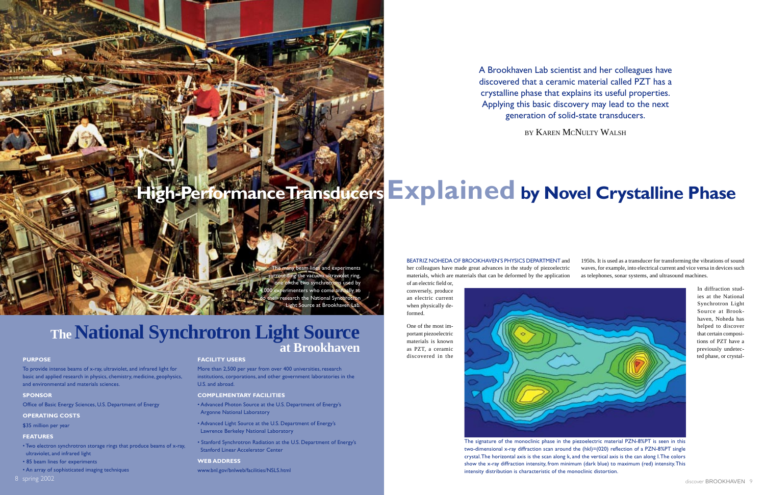## The National Synchrotron Light Source at Brookhaven

The many beam lines and experiments surrounding the vacuum ultraviolet ring, one of the two synchrotrons used by 4,000 experimenters who come annually to do their research the National Synchrotron Light Source at Brookhaven Lab.

**PURPOSE**

To provide intense beams of x-ray, ultraviolet, and infrared light for basic and applied research in physics, chemistry, medicine, geophysics, and environmental and materials sciences.

**SPONSOR**

Office of Basic Energy Sciences, U.S. Department of Energy

**OPERATING COSTS**

$35 million per year

**FEATURES**

- Two electron synchrotron storage rings that produce beams of x-ray, ultraviolet, and infrared light
- 85 beam lines for experiments
- An array of sophisticated imaging techniques

**FACILITY USERS**

More than 2,500 per year from over 400 universities, research institutions, corporations, and other government laboratories in the U.S. and abroad.

**COMPLEMENTARY FACILITIES**

- Advanced Photon Source at the U.S. Department of Energy's Argonne National Laboratory
- Advanced Light Source at the U.S. Department of Energy's Lawrence Berkeley National Laboratory
- Stanford Synchrotron Radiation at the U.S. Department of Energy's Stanford Linear Accelerator Center

**WEB ADDRESS**

www.bnl.gov/bnlweb/facilities/NSLS.html

# High-Performance Transducers Explained by Novel Crystalline Phase

A Brookhaven Lab scientist and her colleagues have discovered that a ceramic material called PZT has a crystalline phase that explains its useful properties. Applying this basic discovery may lead to the next generation of solid-state transducers.

BY KAREN MCNULTY WALSH

BEATRIZ NOHEDA OF BROOKHAVEN'S PHYSICS DEPARTMENT and her colleagues have made great advances in the study of piezoelectric materials, which are materials that can be deformed by the application of an electric field or, conversely, produce an electric current when physically deformed.

One of the most important piezoelectric materials is known as PZT, a ceramic discovered in the 1950s. It is used as a transducer for transforming the vibrations of sound waves, for example, into electrical current and vice versa in devices such as telephones, sonar systems, and ultrasound machines.

The signature of the monoclinic phase in the piezoelectric material PZN-8%PT is seen in this two-dimensional x-ray diffraction scan around the (hkl)=(020) reflection of a PZN-8%PT single crystal. The horizontal axis is the scan along k, and the vertical axis is the can along l. The colors show the x-ray diffraction intensity, from minimum (dark blue) to maximum (red) intensity. This intensity distribution is characteristic of the monoclinic distortion.

In diffraction studies at the National Synchrotron Light Source at Brookhaven, Noheda has helped to discover that certain compositions of PZT have a previously undetected phase, or crystal-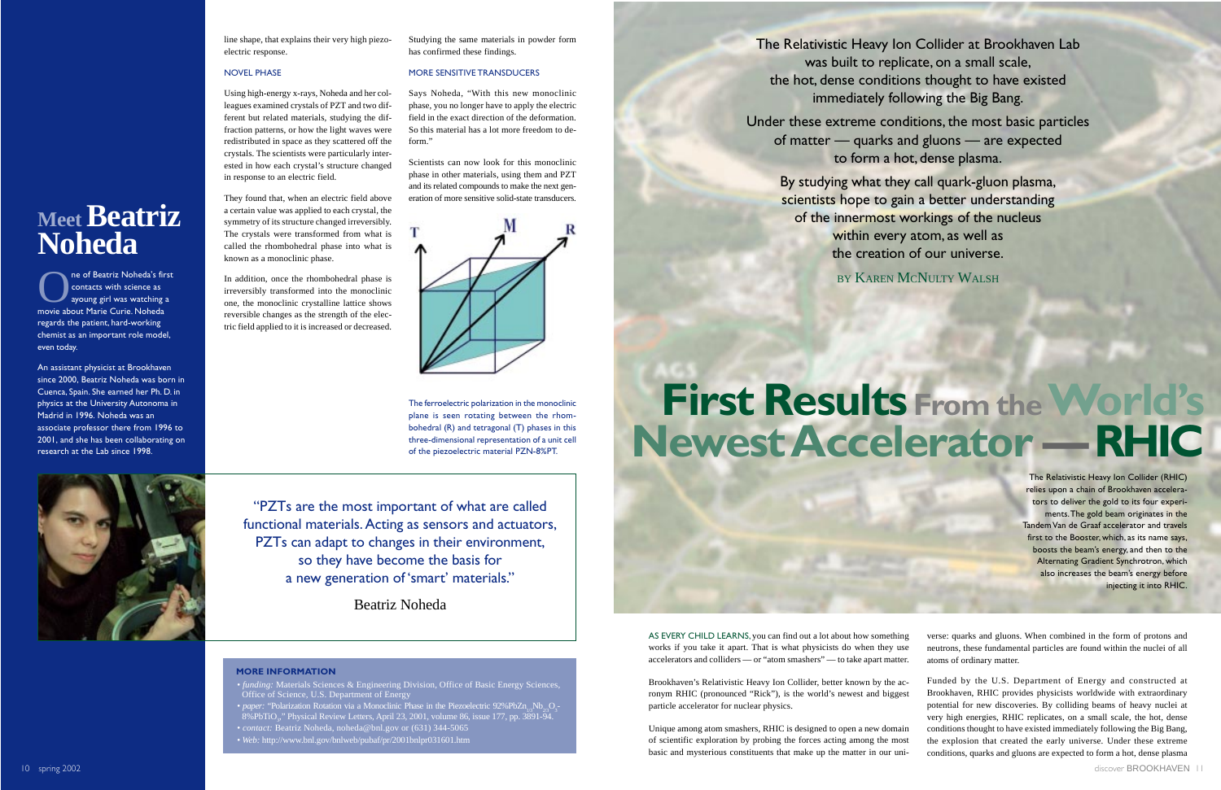# Meet Beatriz Noheda

One of Beatriz Noheda's first contacts with science as ayoung girl was watching a movie about Marie Curie. Noheda regards the patient, hard-working chemist as an important role model, even today.

An assistant physicist at Brookhaven since 2000, Beatriz Noheda was born in Cuenca, Spain. She earned her Ph. D. in physics at the University Autonoma in Madrid in 1996. Noheda was an associate professor there from 1996 to 2001, and she has been collaborating on research at the Lab since 1998.

line shape, that explains their very high piezoelectric response.

## NOVEL PHASE

Using high-energy x-rays, Noheda and her colleagues examined crystals of PZT and two different but related materials, studying the diffraction patterns, or how the light waves were redistributed in space as they scattered off the crystals. The scientists were particularly interested in how each crystal's structure changed in response to an electric field.

They found that, when an electric field above a certain value was applied to each crystal, the symmetry of its structure changed irreversibly. The crystals were transformed from what is called the rhombohedral phase into what is known as a monoclinic phase.

In addition, once the rhombohedral phase is irreversibly transformed into the monoclinic one, the monoclinic crystalline lattice shows reversible changes as the strength of the electric field applied to it is increased or decreased.

Studying the same materials in powder form has confirmed these findings.

## MORE SENSITIVE TRANSDUCERS

Says Noheda, "With this new monoclinic phase, you no longer have to apply the electric field in the exact direction of the deformation. So this material has a lot more freedom to deform."

Scientists can now look for this monoclinic phase in other materials, using them and PZT and its related compounds to make the next generation of more sensitive solid-state transducers.

The ferroelectric polarization in the monoclinic plane is seen rotating between the rhombohedral (R) and tetragonal (T) phases in this three-dimensional representation of a unit cell of the piezoelectric material PZN-8%PT.

"PZTs are the most important of what are called functional materials. Acting as sensors and actuators, PZTs can adapt to changes in their environment, so they have become the basis for a new generation of 'smart' materials."

Beatriz Noheda

**MORE INFORMATION**

- *funding:* Materials Sciences & Engineering Division, Office of Basic Energy Sciences, Office of Science, U.S. Department of Energy
- *paper:* "Polarization Rotation via a Monoclinic Phase in the Piezoelectric 92%$PbZn_{1/3}Nb_{2/3}O_3$-8%$PbTiO_3$," Physical Review Letters, April 23, 2001, volume 86, issue 177, pp. 3891-94.
- *contact:* Beatriz Noheda, noheda@bnl.gov or (631) 344-5065
- *Web:* http://www.bnl.gov/bnlweb/pubaf/pr/2001bnlpr031601.htm

The Relativistic Heavy Ion Collider at Brookhaven Lab was built to replicate, on a small scale, the hot, dense conditions thought to have existed immediately following the Big Bang.

Under these extreme conditions, the most basic particles of matter — quarks and gluons — are expected to form a hot, dense plasma.

By studying what they call quark-gluon plasma, scientists hope to gain a better understanding of the innermost workings of the nucleus within every atom, as well as the creation of our universe.

BY KAREN MCNULTY WALSH

# First Results From the World's Newest Accelerator — RHIC

The Relativistic Heavy Ion Collider (RHIC) relies upon a chain of Brookhaven accelerators to deliver the gold to its four experiments. The gold beam originates in the Tandem Van de Graaf accelerator and travels first to the Booster, which, as its name says, boosts the beam's energy, and then to the Alternating Gradient Synchrotron, which also increases the beam's energy before injecting it into RHIC.

AS EVERY CHILD LEARNS, you can find out a lot about how something works if you take it apart. That is what physicists do when they use accelerators and colliders — or "atom smashers" — to take apart matter.

Brookhaven's Relativistic Heavy Ion Collider, better known by the acronym RHIC (pronounced "Rick"), is the world's newest and biggest particle accelerator for nuclear physics.

Unique among atom smashers, RHIC is designed to open a new domain of scientific exploration by probing the forces acting among the most basic and mysterious constituents that make up the matter in our universe: quarks and gluons. When combined in the form of protons and neutrons, these fundamental particles are found within the nuclei of all atoms of ordinary matter.

Funded by the U.S. Department of Energy and constructed at Brookhaven, RHIC provides physicists worldwide with extraordinary potential for new discoveries. By colliding beams of heavy nuclei at very high energies, RHIC replicates, on a small scale, the hot, dense conditions thought to have existed immediately following the Big Bang, the explosion that created the early universe. Under these extreme conditions, quarks and gluons are expected to form a hot, dense plasma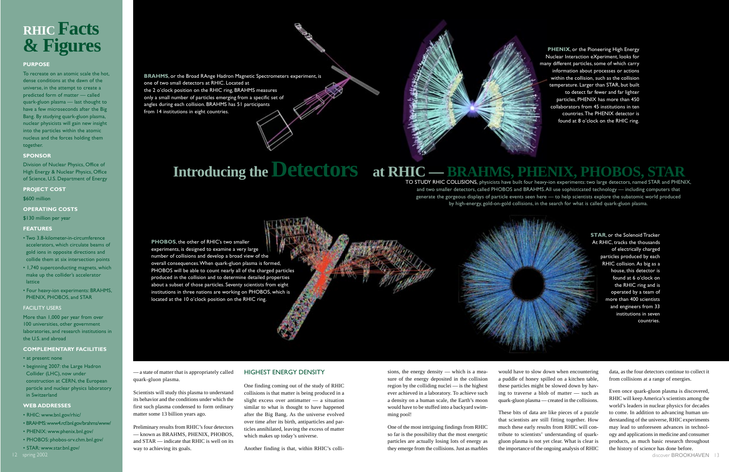# RHIC Facts & Figures

**PURPOSE**

To recreate on an atomic scale the hot, dense conditions at the dawn of the universe, in the attempt to create a predicted form of matter — called quark-gluon plasma — last thought to have a few microseconds after the Big Bang. By studying quark-gluon plasma, nuclear physicists will gain new insight into the particles within the atomic nucleus and the forces holding them together.

**SPONSOR**

Division of Nuclear Physics, Office of High Energy & Nuclear Physics, Office of Science, U.S. Department of Energy

**PROJECT COST**

$600 million

**OPERATING COSTS**

$130 million per year

**FEATURES**

- Two 3.8-kilometer-in-circumference accelerators, which circulate beams of gold ions in opposite directions and collide them at six intersection points
- 1,740 superconducting magnets, which make up the collider's accelerator lattice
- Four heavy-ion experiments: BRAHMS, PHENIX, PHOBOS, and STAR

**FACILITY USERS**

More than 1,000 per year from over 100 universities, other government laboratories, and research institutions in the U.S. and abroad

**COMPLEMENTARY FACILITIES**

- at present: none
- beginning 2007: the Large Hadron Collider (LHC), now under construction at CERN, the European particle and nuclear physics laboratory in Switzerland

**WEB ADDRESSES**

- RHIC: www.bnl.gov/rhic/
- BRAHMS: www4.rcf.bnl.gov/brahms/www/
- PHENIX: www.phenix.bnl.gov/
- PHOBOS: phobos-srv.chm.bnl.gov/
- STAR: www.star.bnl.gov/

## Introducing the Detectors at RHIC — BRAHMS, PHENIX, PHOBOS, STAR

TO STUDY RHIC COLLISIONS, physicists have built four heavy-ion experiments: two large detectors, named STAR and PHENIX, and two smaller detectors, called PHOBOS and BRAHMS. All use sophisticated technology — including computers that generate the gorgeous displays of particle events seen here — to help scientists explore the subatomic world produced by high-energy, gold-on-gold collisions, in the search for what is called quark-gluon plasma.

**BRAHMS**, or the Broad RAnge Hadron Magnetic Spectrometers experiment, is one of two small detectors at RHIC. Located at the 2 o'clock position on the RHIC ring, BRAHMS measures only a small number of particles emerging from a specific set of angles during each collision. BRAHMS has 51 participants from 14 institutions in eight countries.

**PHENIX**, or the Pioneering High Energy Nuclear Interaction eXperiment, looks for many different particles, some of which carry information about processes or actions within the collision, such as the collision temperature. Larger than STAR, but built to detect far fewer and far lighter particles, PHENIX has more than 450 collaborators from 45 institutions in ten countries. The PHENIX detector is found at 8 o'clock on the RHIC ring.

**PHOBOS**, the other of RHIC's two smaller experiments, is designed to examine a very large number of collisions and develop a broad view of the overall consequences. When quark-gluon plasma is formed, PHOBOS will be able to count nearly all of the charged particles produced in the collision and to determine detailed properties about a subset of those particles. Seventy scientists from eight institutions in three nations are working on PHOBOS, which is located at the 10 o'clock position on the RHIC ring.

**STAR**, or the Solenoid Tracker At RHIC, tracks the thousands of electrically charged particles produced by each RHIC collision. As big as a house, this detector is found at 6 o'clock on the RHIC ring and is operated by a team of more than 400 scientists and engineers from 33 institutions in seven countries.

— a state of matter that is appropriately called quark-gluon plasma.

Scientists will study this plasma to understand its behavior and the conditions under which the first such plasma condensed to form ordinary matter some 13 billion years ago.

Preliminary results from RHIC's four detectors — known as BRAHMS, PHENIX, PHOBOS, and STAR — indicate that RHIC is well on its way to achieving its goals.

### HIGHEST ENERGY DENSITY

One finding coming out of the study of RHIC collisions is that matter is being produced in a slight excess over antimatter — a situation similar to what is thought to have happened after the Big Bang. As the universe evolved over time after its birth, antiparticles and particles annihilated, leaving the excess of matter which makes up today's universe.

Another finding is that, within RHIC's collisions, the energy density — which is a measure of the energy deposited in the collision region by the colliding nuclei — is the highest ever achieved in a laboratory. To achieve such a density on a human scale, the Earth's moon would have to be stuffed into a backyard swimming pool!

One of the most intriguing findings from RHIC so far is the possibility that the most energetic particles are actually losing lots of energy as they emerge from the collisions. Just as marbles would have to slow down when encountering a puddle of honey spilled on a kitchen table, these particles might be slowed down by having to traverse a blob of matter — such as quark-gluon plasma — created in the collisions.

These bits of data are like pieces of a puzzle that scientists are still fitting together. How much these early results from RHIC will contribute to scientists' understanding of quark-gluon plasma is not yet clear. What is clear is the importance of the ongoing analysis of RHIC data, as the four detectors continue to collect it from collisions at a range of energies.

Even once quark-gluon plasma is discovered, RHIC will keep America's scientists among the world's leaders in nuclear physics for decades to come. In addition to advancing human understanding of the universe, RHIC experiments may lead to unforeseen advances in technology and applications in medicine and consumer products, as much basic research throughout the history of science has done before.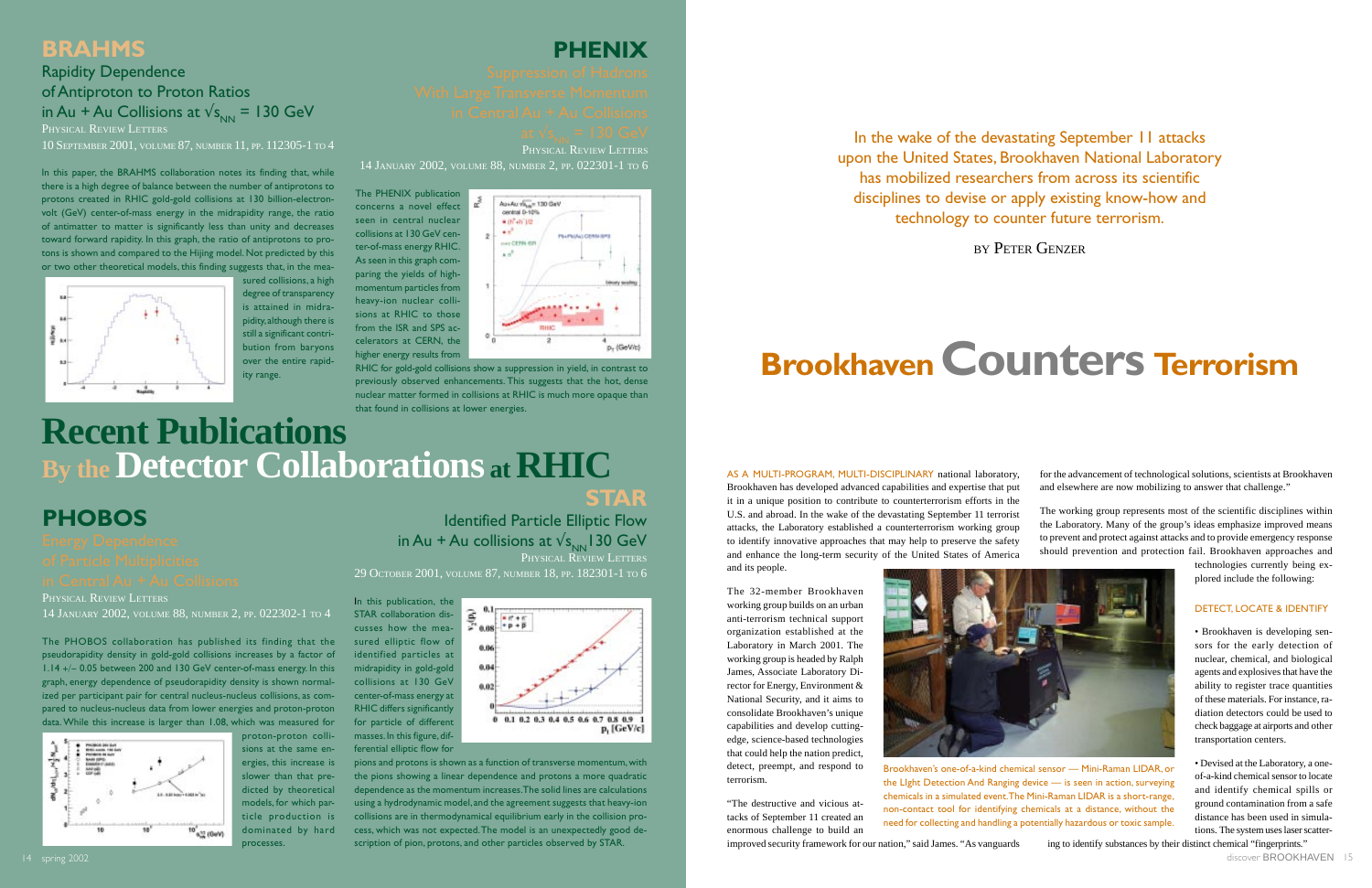# Recent Publications By the Detector Collaborations at RHIC

## BRAHMS

### Rapidity Dependence of Antiproton to Proton Ratios in Au + Au Collisions at $\sqrt{s_{NN}}$ = 130 GeV

PHYSICAL REVIEW LETTERS
10 SEPTEMBER 2001, VOLUME 87, NUMBER 11, PP. 112305-1 TO 4

In this paper, the BRAHMS collaboration notes its finding that, while there is a high degree of balance between the number of antiprotons to protons created in RHIC gold-gold collisions at 130 billion-electron-volt (GeV) center-of-mass energy in the midrapidity range, the ratio of antimatter to matter is significantly less than unity and decreases toward forward rapidity. In this graph, the ratio of antiprotons to protons is shown and compared to the Hijing model. Not predicted by this or two other theoretical models, this finding suggests that, in the measured collisions, a high degree of transparency is attained in midrapidity, although there is still a significant contribution from baryons over the entire rapidity range.

## PHENIX

### Suppression of Hadrons With Large Transverse Momentum in Central Au + Au Collisions at $\sqrt{s_{NN}}$ = 130 GeV

PHYSICAL REVIEW LETTERS
14 JANUARY 2002, VOLUME 88, NUMBER 2, PP. 022301-1 TO 6

The PHENIX publication concerns a novel effect seen in central nuclear collisions at 130 GeV center-of-mass energy RHIC. As seen in this graph comparing the yields of high-momentum particles from heavy-ion nuclear collisions at RHIC to those from the ISR and SPS accelerators at CERN, the higher energy results from RHIC for gold-gold collisions show a suppression in yield, in contrast to previously observed enhancements. This suggests that the hot, dense nuclear matter formed in collisions at RHIC is much more opaque than that found in collisions at lower energies.

## PHOBOS

### Energy Dependence of Particle Multiplicities in Central Au + Au Collisions

PHYSICAL REVIEW LETTERS
14 JANUARY 2002, VOLUME 88, NUMBER 2, PP. 022302-1 TO 4

The PHOBOS collaboration has published its finding that the pseudorapidity density in gold-gold collisions increases by a factor of 1.14 +/– 0.05 between 200 and 130 GeV center-of-mass energy. In this graph, energy dependence of pseudorapidity density is shown normalized per participant pair for central nucleus-nucleus collisions, as compared to nucleus-nucleus data from lower energies and proton-proton data. While this increase is larger than 1.08, which was measured for proton-proton collisions at the same energies, this increase is slower than that predicted by theoretical models, for which particle production is dominated by hard processes.

## STAR

### Identified Particle Elliptic Flow in Au + Au collisions at $\sqrt{s_{NN}}$ 130 GeV

PHYSICAL REVIEW LETTERS
29 OCTOBER 2001, VOLUME 87, NUMBER 18, PP. 182301-1 TO 6

In this publication, the STAR collaboration discusses how the measured elliptic flow of identified particles at midrapidity in gold-gold collisions at 130 GeV center-of-mass energy at RHIC differs significantly for particle of different masses. In this figure, differential elliptic flow for pions and protons is shown as a function of transverse momentum, with the pions showing a linear dependence and protons a more quadratic dependence as the momentum increases. The solid lines are calculations using a hydrodynamic model, and the agreement suggests that heavy-ion collisions are in thermodynamical equilibrium early in the collision process, which was not expected. The model is an unexpectedly good description of pion, protons, and other particles observed by STAR.

# Brookhaven Counters Terrorism

In the wake of the devastating September 11 attacks upon the United States, Brookhaven National Laboratory has mobilized researchers from across its scientific disciplines to devise or apply existing know-how and technology to counter future terrorism.

BY PETER GENZER

AS A MULTI-PROGRAM, MULTI-DISCIPLINARY national laboratory, Brookhaven has developed advanced capabilities and expertise that put it in a unique position to contribute to counterterrorism efforts in the U.S. and abroad. In the wake of the devastating September 11 terrorist attacks, the Laboratory established a counterterrorism working group to identify innovative approaches that may help to preserve the safety and enhance the long-term security of the United States of America and its people.

The 32-member Brookhaven working group builds on an urban anti-terrorism technical support organization established at the Laboratory in March 2001. The working group is headed by Ralph James, Associate Laboratory Director for Energy, Environment & National Security, and it aims to consolidate Brookhaven's unique capabilities and develop cutting-edge, science-based technologies that could help the nation predict, detect, preempt, and respond to terrorism.

"The destructive and vicious attacks of September 11 created an enormous challenge to build an improved security framework for our nation," said James. "As vanguards for the advancement of technological solutions, scientists at Brookhaven and elsewhere are now mobilizing to answer that challenge."

The working group represents most of the scientific disciplines within the Laboratory. Many of the group's ideas emphasize improved means to prevent and protect against attacks and to provide emergency response should prevention and protection fail. Brookhaven approaches and technologies currently being explored include the following:

Brookhaven's one-of-a-kind chemical sensor — Mini-Raman LIDAR, or the LIght Detection And Ranging device — is seen in action, surveying chemicals in a simulated event. The Mini-Raman LIDAR is a short-range, non-contact tool for identifying chemicals at a distance, without the need for collecting and handling a potentially hazardous or toxic sample.

### DETECT, LOCATE & IDENTIFY

- Brookhaven is developing sensors for the early detection of nuclear, chemical, and biological agents and explosives that have the ability to register trace quantities of these materials. For instance, radiation detectors could be used to check baggage at airports and other transportation centers.

- Devised at the Laboratory, a one-of-a-kind chemical sensor to locate and identify chemical spills or ground contamination from a safe distance has been used in simulations. The system uses laser scattering to identify substances by their distinct chemical "fingerprints."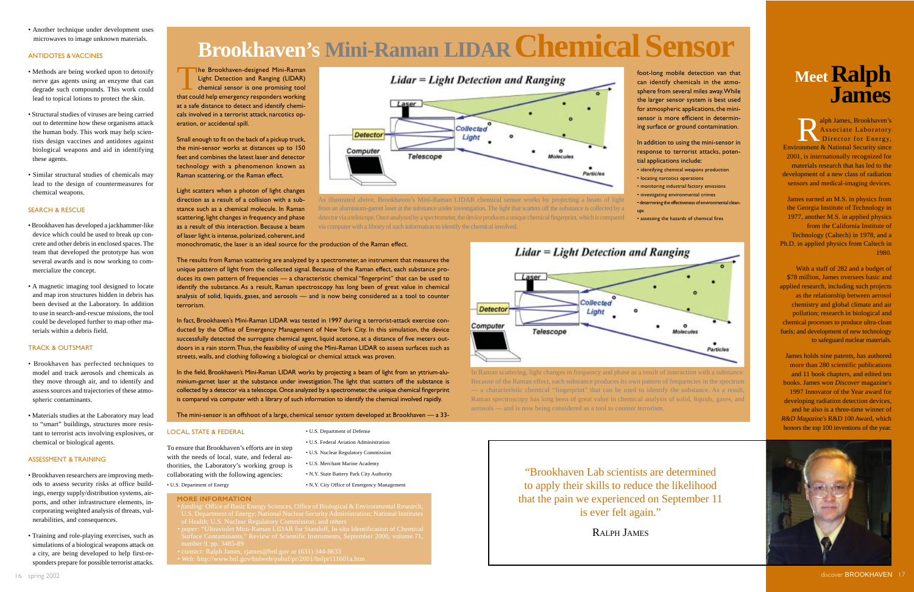• Another technique under development uses microwaves to image unknown materials.

### ANTIDOTES & VACCINES

• Methods are being worked upon to detoxify nerve gas agents using an enzyme that can degrade such compounds. This work could lead to topical lotions to protect the skin.

• Structural studies of viruses are being carried out to determine how these organisms attack the human body. This work may help scientists design vaccines and antidotes against biological weapons and aid in identifying these agents.

• Similar structural studies of chemicals may lead to the design of countermeasures for chemical weapons.

### SEARCH & RESCUE

• Brookhaven has developed a jackhammer-like device which could be used to break up concrete and other debris in enclosed spaces. The team that developed the prototype has won several awards and is now working to commercialize the concept.

• A magnetic imaging tool designed to locate and map iron structures hidden in debris has been devised at the Laboratory. In addition to use in search-and-rescue missions, the tool could be developed further to map other materials within a debris field.

### TRACK & OUTSMART

• Brookhaven has perfected techniques to model and track aerosols and chemicals as they move through air, and to identify and assess sources and trajectories of these atmospheric contaminants.

• Materials studies at the Laboratory may lead to "smart" buildings, structures more resistant to terrorist acts involving explosives, or chemical or biological agents.

### ASSESSMENT & TRAINING

• Brookhaven researchers are improving methods to assess security risks at office buildings, energy supply/distribution systems, airports, and other infrastructure elements, incorporating weighted analysis of threats, vulnerabilities, and consequences.

• Training and role-playing exercises, such as simulations of a biological weapons attack on a city, are being developed to help first-responders prepare for possible terrorist attacks.

# Brookhaven's Mini-Raman LIDAR Chemical Sensor

The Brookhaven-designed Mini-Raman Light Detection and Ranging (LIDAR) chemical sensor is one promising tool that could help emergency responders working at a safe distance to detect and identify chemicals involved in a terrorist attack, narcotics operation, or accidental spill.

Small enough to fit on the back of a pickup truck, the mini-sensor works at distances up to 150 feet and combines the latest laser and detector technology with a phenomenon known as Raman scattering, or the Raman effect.

Light scatters when a photon of light changes direction as a result of a collision with a substance such as a chemical molecule. In Raman scattering, light changes in frequency and phase as a result of this interaction. Because a beam of laser light is intense, polarized, coherent, and monochromatic, the laser is an ideal source for the production of the Raman effect.

As illustrated above, Brookhaven's Mini-Raman LIDAR chemical sensor works by projecting a beam of light from an aluminium-garnet laser at the substance under investigation. The light that scatters off the substance is collected by a detector via a telescope. Once analyzed by a spectrometer, the device produces a unique chemical fingerprint, which is compared via computer with a library of such information to identify the chemical involved.

The results from Raman scattering are analyzed by a spectrometer, an instrument that measures the unique pattern of light from the collected signal. Because of the Raman effect, each substance produces its own pattern of frequencies — a characteristic chemical "fingerprint" that can be used to identify the substance. As a result, Raman spectroscopy has long been of great value in chemical analysis of solid, liquids, gases, and aerosols — and is now being considered as a tool to counter terrorism.

In fact, Brookhaven's Mini-Raman LIDAR was tested in 1997 during a terrorist-attack exercise conducted by the Office of Emergency Management of New York City. In this simulation, the device successfully detected the surrogate chemical agent, liquid acetone, at a distance of five meters outdoors in a rain storm. Thus, the feasibility of using the Mini-Raman LIDAR to assess surfaces such as streets, walls, and clothing following a biological or chemical attack was proven.

In the field, Brookhaven's Mini-Raman LIDAR works by projecting a beam of light from an yttrium-aluminium-garnet laser at the substance under investigation. The light that scatters off the substance is collected by a detector via a telescope. Once analyzed by a spectrometer, the unique chemical fingerprint is compared via computer with a library of such information to identify the chemical involved rapidly.

The mini-sensor is an offshoot of a large, chemical sensor system developed at Brookhaven — a 33-foot-long mobile detection van that can identify chemicals in the atmosphere from several miles away. While the larger sensor system is best used for atmospheric applications, the mini-sensor is more efficient in determining surface or ground contamination.

In addition to using the mini-sensor in response to terrorist attacks, potential applications include:

• identifying chemical weapons production
• locating narcotics operations
• monitoring industrial factory emissions
• investigating environmental crimes
• determining the effectiveness of environmental clean-ups
• assessing the hazards of chemical fires

In Raman scattering, light changes in frequency and phase as a result of interaction with a substance. Because of the Raman effect, each substance produces its own pattern of frequencies in the spectrum — a characteristic chemical "fingerprint" that can be used to identify the substance. As a result, Raman spectroscopy has long been of great value in chemical analysis of solid, liquids, gases, and aerosols — and is now being considered as a tool to counter terrorism.

### LOCAL, STATE & FEDERAL

To ensure that Brookhaven's efforts are in step with the needs of local, state, and federal authorities, the Laboratory's working group is collaborating with the following agencies:

• U.S. Department of Energy
• U.S. Department of Defense
• U.S. Federal Aviation Administration
• U.S. Nuclear Regulatory Commission
• U.S. Merchant Marine Academy
• N.Y. State Battery Park City Authority
• N.Y. City Office of Emergency Management

### MORE INFORMATION

• *funding:* Office of Basic Energy Sciences, Office of Biological & Environmental Research, U.S. Department of Energy; National Nuclear Security Administration; National Institutes of Health; U.S. Nuclear Regulatory Commission; and others
• *paper:* "Ultraviolet Mini-Raman LIDAR for Standoff, In-situ Identification of Chemical Surface Contaminants," Review of Scientific Instruments, September 2000, volume 71, number 9, pp. 3485-89
• *contact:* Ralph James, rjames@bnl.gov or (631) 344-8633
• *Web:* http://www.bnl.gov/bnlweb/pubaf/pr/2001/bnlpr111601a.htm

"Brookhaven Lab scientists are determined to apply their skills to reduce the likelihood that the pain we experienced on September 11 is ever felt again."

RALPH JAMES

# Meet Ralph James

Ralph James, Brookhaven's Associate Laboratory Director for Energy, Environment & National Security since 2001, is internationally recognized for materials research that has led to the development of a new class of radiation sensors and medical-imaging devices.

James earned an M.S. in physics from the Georgia Institute of Technology in 1977, another M.S. in applied physics from the California Institute of Technology (Caltech) in 1978, and a Ph.D. in applied physics from Caltech in 1980.

With a staff of 282 and a budget of \$78 million, James oversees basic and applied research, including such projects as the relationship between aerosol chemistry and global climate and air pollution; research in biological and chemical processes to produce ultra-clean fuels; and development of new technology to safeguard nuclear materials.

James holds nine patents, has authored more than 280 scientific publications and 11 book chapters, and edited ten books. James won *Discover* magazine's 1997 Innovator of the Year award for developing radiation detection devices, and he also is a three-time winner of *R&D Magazine's* R&D 100 Award, which honors the top 100 inventions of the year.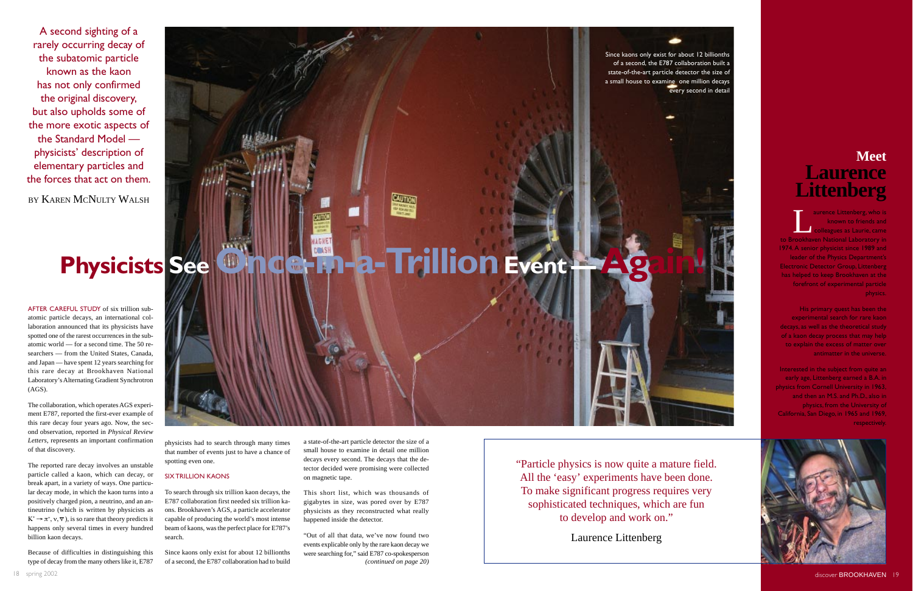A second sighting of a rarely occurring decay of the subatomic particle known as the kaon has not only confirmed the original discovery, but also upholds some of the more exotic aspects of the Standard Model — physicists' description of elementary particles and the forces that act on them.

BY KAREN MCNULTY WALSH

# Physicists See Once-in-a-Trillion Event — Again!

Since kaons only exist for about 12 billionths of a second, the E787 collaboration built a state-of-the-art particle detector the size of a small house to examine one million decays every second in detail

AFTER CAREFUL STUDY of six trillion subatomic particle decays, an international collaboration announced that its physicists have spotted one of the rarest occurrences in the subatomic world — for a second time. The 50 researchers — from the United States, Canada, and Japan — have spent 12 years searching for this rare decay at Brookhaven National Laboratory's Alternating Gradient Synchrotron (AGS).

The collaboration, which operates AGS experiment E787, reported the first-ever example of this rare decay four years ago. Now, the second observation, reported in *Physical Review Letters*, represents an important confirmation of that discovery.

The reported rare decay involves an unstable particle called a kaon, which can decay, or break apart, in a variety of ways. One particular decay mode, in which the kaon turns into a positively charged pion, a neutrino, and an antineutrino (which is written by physicists as $K^+ \rightarrow \pi^+, \nu, \bar{\nu}$), is so rare that theory predicts it happens only several times in every hundred billion kaon decays.

Because of difficulties in distinguishing this type of decay from the many others like it, E787 physicists had to search through many times that number of events just to have a chance of spotting even one.

## SIX TRILLION KAONS

To search through six trillion kaon decays, the E787 collaboration first needed six trillion kaons. Brookhaven's AGS, a particle accelerator capable of producing the world's most intense beam of kaons, was the perfect place for E787's search.

Since kaons only exist for about 12 billionths of a second, the E787 collaboration had to build a state-of-the-art particle detector the size of a small house to examine in detail one million decays every second. The decays that the detector decided were promising were collected on magnetic tape.

This short list, which was thousands of gigabytes in size, was pored over by E787 physicists as they reconstructed what really happened inside the detector.

"Out of all that data, we've now found two events explicable only by the rare kaon decay we were searching for," said E787 co-spokesperson *(continued on page 20)*

## Meet Laurence Littenberg

Laurence Littenberg, who is known to friends and colleagues as Laurie, came to Brookhaven National Laboratory in 1974. A senior physicist since 1989 and leader of the Physics Department's Electronic Detector Group, Littenberg has helped to keep Brookhaven at the forefront of experimental particle physics.

His primary quest has been the experimental search for rare kaon decays, as well as the theoretical study of a kaon decay process that may help to explain the excess of matter over antimatter in the universe.

Interested in the subject from quite an early age, Littenberg earned a B.A. in physics from Cornell University in 1963, and then an M.S. and Ph.D., also in physics, from the University of California, San Diego, in 1965 and 1969, respectively.

"Particle physics is now quite a mature field. All the 'easy' experiments have been done. To make significant progress requires very sophisticated techniques, which are fun to develop and work on."

Laurence Littenberg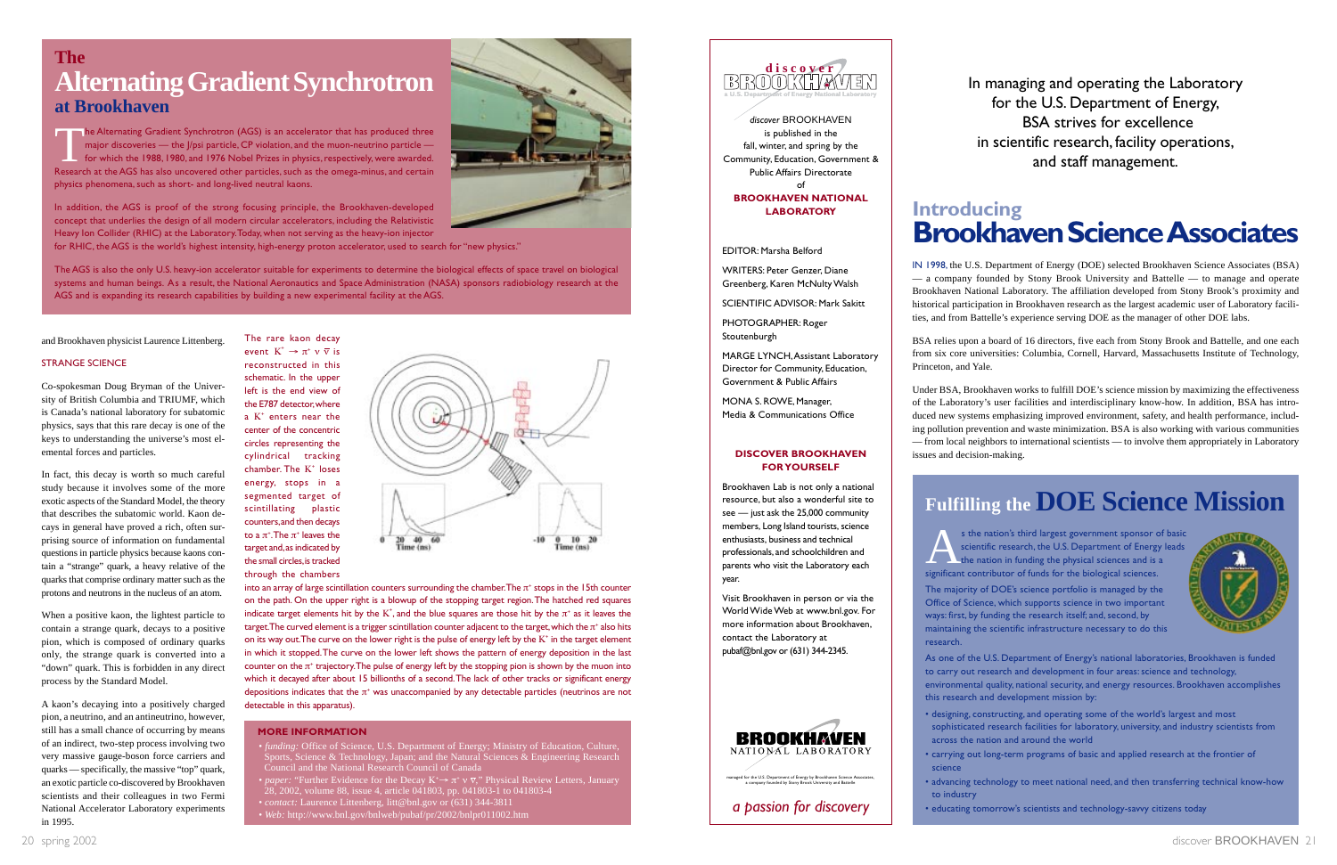# The Alternating Gradient Synchrotron at Brookhaven

The Alternating Gradient Synchrotron (AGS) is an accelerator that has produced three major discoveries — the J/psi particle, CP violation, and the muon-neutrino particle — for which the 1988, 1980, and 1976 Nobel Prizes in physics, respectively, were awarded. Research at the AGS has also uncovered other particles, such as the omega-minus, and certain physics phenomena, such as short- and long-lived neutral kaons.

In addition, the AGS is proof of the strong focusing principle, the Brookhaven-developed concept that underlies the design of all modern circular accelerators, including the Relativistic Heavy Ion Collider (RHIC) at the Laboratory. Today, when not serving as the heavy-ion injector for RHIC, the AGS is the world's highest intensity, high-energy proton accelerator, used to search for "new physics."

The AGS is also the only U.S. heavy-ion accelerator suitable for experiments to determine the biological effects of space travel on biological systems and human beings. As a result, the National Aeronautics and Space Administration (NASA) sponsors radiobiology research at the AGS and is expanding its research capabilities by building a new experimental facility at the AGS.

and Brookhaven physicist Laurence Littenberg.

### STRANGE SCIENCE

Co-spokesman Doug Bryman of the University of British Columbia and TRIUMF, which is Canada's national laboratory for subatomic physics, says that this rare decay is one of the keys to understanding the universe's most elemental forces and particles.

In fact, this decay is worth so much careful study because it involves some of the more exotic aspects of the Standard Model, the theory that describes the subatomic world. Kaon decays in general have proved a rich, often surprising source of information on fundamental questions in particle physics because kaons contain a "strange" quark, a heavy relative of the quarks that comprise ordinary matter such as the protons and neutrons in the nucleus of an atom.

When a positive kaon, the lightest particle to contain a strange quark, decays to a positive pion, which is composed of ordinary quarks only, the strange quark is converted into a "down" quark. This is forbidden in any direct process by the Standard Model.

A kaon's decaying into a positively charged pion, a neutrino, and an antineutrino, however, still has a small chance of occurring by means of an indirect, two-step process involving two very massive gauge-boson force carriers and quarks — specifically, the massive "top" quark, an exotic particle co-discovered by Brookhaven scientists and their colleagues in two Fermi National Accelerator Laboratory experiments in 1995.

0 20 40 60
Time (ns)

-10 0 10 20
Time (ns)

The rare kaon decay event $K^+ \rightarrow \pi^+ \nu \bar{\nu}$ is reconstructed in this schematic. In the upper left is the end view of the E787 detector, where a $K^+$ enters near the center of the concentric circles representing the cylindrical tracking chamber. The $K^+$ loses energy, stops in a segmented target of scintillating plastic counters, and then decays to a $\pi^+$. The $\pi^+$ leaves the target and, as indicated by the small circles, is tracked through the chambers into an array of large scintillation counters surrounding the chamber. The $\pi^+$ stops in the 15th counter on the path. On the upper right is a blowup of the stopping target region. The hatched red squares indicate target elements hit by the $K^+$, and the blue squares are those hit by the $\pi^+$ as it leaves the target. The curved element is a trigger scintillation counter adjacent to the target, which the $\pi^+$ also hits on its way out. The curve on the lower right is the pulse of energy left by the $K^+$ in the target element in which it stopped. The curve on the lower left shows the pattern of energy deposition in the last counter on the $\pi^+$ trajectory. The pulse of energy left by the stopping pion is shown by the muon into which it decayed after about 15 billionths of a second. The lack of other tracks or significant energy depositions indicates that the $\pi^+$ was unaccompanied by any detectable particles (neutrinos are not detectable in this apparatus).

### MORE INFORMATION

- *funding:* Office of Science, U.S. Department of Energy; Ministry of Education, Culture, Sports, Science & Technology, Japan; and the Natural Sciences & Engineering Research Council and the National Research Council of Canada
- *paper:* "Further Evidence for the Decay $K^+ \rightarrow \pi^+ \nu \bar{\nu}$," Physical Review Letters, January 28, 2002, volume 88, issue 4, article 041803, pp. 041803-1 to 041803-4
- *contact:* Laurence Littenberg, litt@bnl.gov or (631) 344-3811
- *Web:* http://www.bnl.gov/bnlweb/pubaf/pr/2002/bnlpr011002.htm

---

discover BROOKHAVEN
a U.S. Department of Energy National Laboratory

*discover* BROOKHAVEN is published in the fall, winter, and spring by the Community, Education, Government & Public Affairs Directorate of **BROOKHAVEN NATIONAL LABORATORY**

EDITOR: Marsha Belford

WRITERS: Peter Genzer, Diane Greenberg, Karen McNulty Walsh

SCIENTIFIC ADVISOR: Mark Sakitt

PHOTOGRAPHER: Roger Stoutenburgh

MARGE LYNCH, Assistant Laboratory Director for Community, Education, Government & Public Affairs

MONA S. ROWE, Manager, Media & Communications Office

### DISCOVER BROOKHAVEN FOR YOURSELF

Brookhaven Lab is not only a national resource, but also a wonderful site to see — just ask the 25,000 community members, Long Island tourists, science enthusiasts, business and technical professionals, and schoolchildren and parents who visit the Laboratory each year.

Visit Brookhaven in person or via the World Wide Web at www.bnl.gov. For more information about Brookhaven, contact the Laboratory at pubaf@bnl.gov or (631) 344-2345.

BROOKHAVEN NATIONAL LABORATORY

managed for the U.S. Department of Energy by Brookhaven Science Associates, a company founded by Stony Brook University and Battelle

*a passion for discovery*

---

In managing and operating the Laboratory for the U.S. Department of Energy, BSA strives for excellence in scientific research, facility operations, and staff management.

# Introducing Brookhaven Science Associates

IN 1998, the U.S. Department of Energy (DOE) selected Brookhaven Science Associates (BSA) — a company founded by Stony Brook University and Battelle — to manage and operate Brookhaven National Laboratory. The affiliation developed from Stony Brook's proximity and historical participation in Brookhaven research as the largest academic user of Laboratory facilities, and from Battelle's experience serving DOE as the manager of other DOE labs.

BSA relies upon a board of 16 directors, five each from Stony Brook and Battelle, and one each from six core universities: Columbia, Cornell, Harvard, Massachusetts Institute of Technology, Princeton, and Yale.

Under BSA, Brookhaven works to fulfill DOE's science mission by maximizing the effectiveness of the Laboratory's user facilities and interdisciplinary know-how. In addition, BSA has introduced new systems emphasizing improved environment, safety, and health performance, including pollution prevention and waste minimization. BSA is also working with various communities — from local neighbors to international scientists — to involve them appropriately in Laboratory issues and decision-making.

## Fulfilling the DOE Science Mission

As the nation's third largest government sponsor of basic scientific research, the U.S. Department of Energy leads the nation in funding the physical sciences and is a significant contributor of funds for the biological sciences.

The majority of DOE's science portfolio is managed by the Office of Science, which supports science in two important ways: first, by funding the research itself; and, second, by maintaining the scientific infrastructure necessary to do this research.

As one of the U.S. Department of Energy's national laboratories, Brookhaven is funded to carry out research and development in four areas: science and technology, environmental quality, national security, and energy resources. Brookhaven accomplishes this research and development mission by:

- designing, constructing, and operating some of the world's largest and most sophisticated research facilities for laboratory, university, and industry scientists from across the nation and around the world
- carrying out long-term programs of basic and applied research at the frontier of science
- advancing technology to meet national need, and then transferring technical know-how to industry
- educating tomorrow's scientists and technology-savvy citizens today